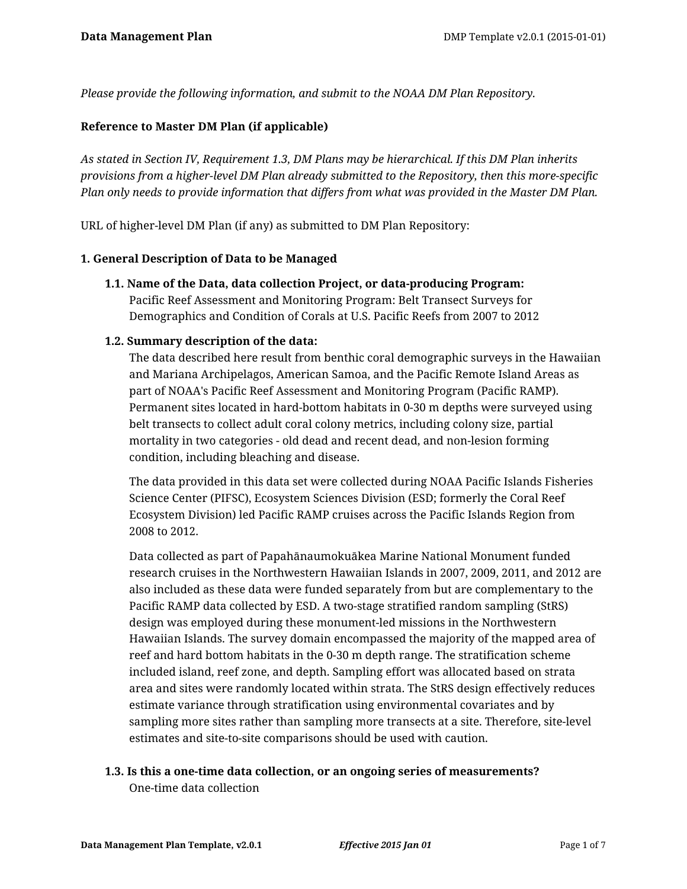*Please provide the following information, and submit to the NOAA DM Plan Repository.*

**Reference to Master DM Plan (if applicable)**

*As stated in Section IV, Requirement 1.3, DM Plans may be hierarchical. If this DM Plan inherits provisions from a higher-level DM Plan already submitted to the Repository, then this more-specific Plan only needs to provide information that differs from what was provided in the Master DM Plan.*

URL of higher-level DM Plan (if any) as submitted to DM Plan Repository:

## 1. General Description of Data to be Managed

### 1.1. Name of the Data, data collection Project, or data-producing Program:

Pacific Reef Assessment and Monitoring Program: Belt Transect Surveys for Demographics and Condition of Corals at U.S. Pacific Reefs from 2007 to 2012

### 1.2. Summary description of the data:

The data described here result from benthic coral demographic surveys in the Hawaiian and Mariana Archipelagos, American Samoa, and the Pacific Remote Island Areas as part of NOAA's Pacific Reef Assessment and Monitoring Program (Pacific RAMP). Permanent sites located in hard-bottom habitats in 0-30 m depths were surveyed using belt transects to collect adult coral colony metrics, including colony size, partial mortality in two categories - old dead and recent dead, and non-lesion forming condition, including bleaching and disease.

The data provided in this data set were collected during NOAA Pacific Islands Fisheries Science Center (PIFSC), Ecosystem Sciences Division (ESD; formerly the Coral Reef Ecosystem Division) led Pacific RAMP cruises across the Pacific Islands Region from 2008 to 2012.

Data collected as part of Papahānaumokuākea Marine National Monument funded research cruises in the Northwestern Hawaiian Islands in 2007, 2009, 2011, and 2012 are also included as these data were funded separately from but are complementary to the Pacific RAMP data collected by ESD. A two-stage stratified random sampling (StRS) design was employed during these monument-led missions in the Northwestern Hawaiian Islands. The survey domain encompassed the majority of the mapped area of reef and hard bottom habitats in the 0-30 m depth range. The stratification scheme included island, reef zone, and depth. Sampling effort was allocated based on strata area and sites were randomly located within strata. The StRS design effectively reduces estimate variance through stratification using environmental covariates and by sampling more sites rather than sampling more transects at a site. Therefore, site-level estimates and site-to-site comparisons should be used with caution.

### 1.3. Is this a one-time data collection, or an ongoing series of measurements?

One-time data collection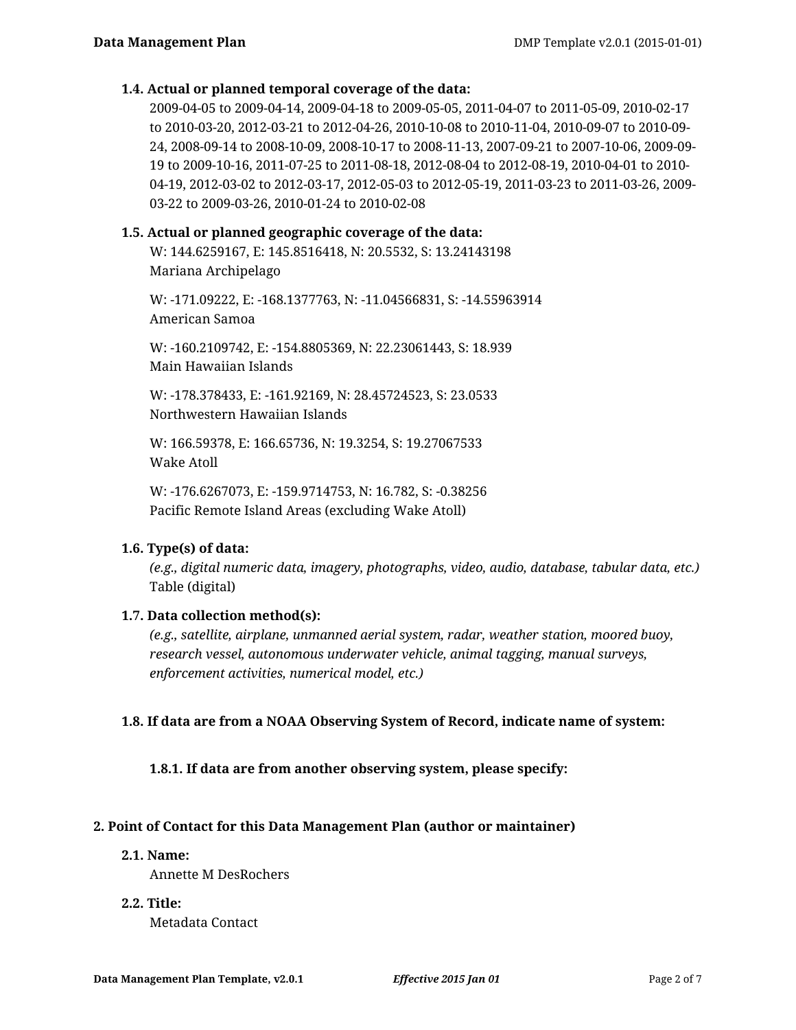### 1.4. Actual or planned temporal coverage of the data:

2009-04-05 to 2009-04-14, 2009-04-18 to 2009-05-05, 2011-04-07 to 2011-05-09, 2010-02-17 to 2010-03-20, 2012-03-21 to 2012-04-26, 2010-10-08 to 2010-11-04, 2010-09-07 to 2010-09-24, 2008-09-14 to 2008-10-09, 2008-10-17 to 2008-11-13, 2007-09-21 to 2007-10-06, 2009-09-19 to 2009-10-16, 2011-07-25 to 2011-08-18, 2012-08-04 to 2012-08-19, 2010-04-01 to 2010-04-19, 2012-03-02 to 2012-03-17, 2012-05-03 to 2012-05-19, 2011-03-23 to 2011-03-26, 2009-03-22 to 2009-03-26, 2010-01-24 to 2010-02-08

### 1.5. Actual or planned geographic coverage of the data:

W: 144.6259167, E: 145.8516418, N: 20.5532, S: 13.24143198
Mariana Archipelago

W: -171.09222, E: -168.1377763, N: -11.04566831, S: -14.55963914
American Samoa

W: -160.2109742, E: -154.8805369, N: 22.23061443, S: 18.939
Main Hawaiian Islands

W: -178.378433, E: -161.92169, N: 28.45724523, S: 23.0533
Northwestern Hawaiian Islands

W: 166.59378, E: 166.65736, N: 19.3254, S: 19.27067533
Wake Atoll

W: -176.6267073, E: -159.9714753, N: 16.782, S: -0.38256
Pacific Remote Island Areas (excluding Wake Atoll)

### 1.6. Type(s) of data:

*(e.g., digital numeric data, imagery, photographs, video, audio, database, tabular data, etc.)*
Table (digital)

### 1.7. Data collection method(s):

*(e.g., satellite, airplane, unmanned aerial system, radar, weather station, moored buoy, research vessel, autonomous underwater vehicle, animal tagging, manual surveys, enforcement activities, numerical model, etc.)*

### 1.8. If data are from a NOAA Observing System of Record, indicate name of system:

#### 1.8.1. If data are from another observing system, please specify:

## 2. Point of Contact for this Data Management Plan (author or maintainer)

### 2.1. Name:

Annette M DesRochers

### 2.2. Title:

Metadata Contact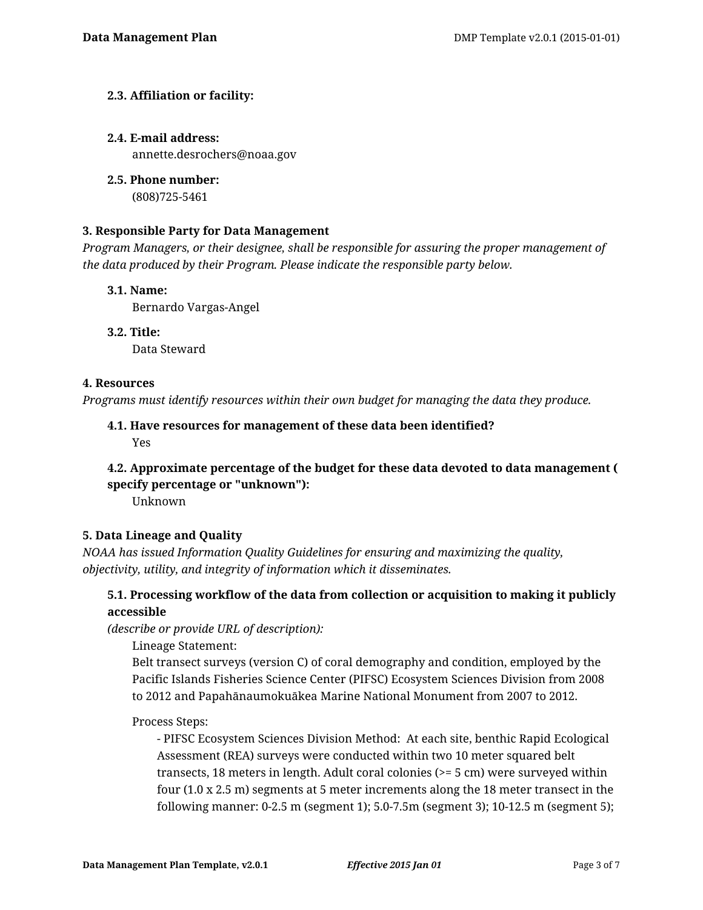**2.3. Affiliation or facility:**

**2.4. E-mail address:**

annette.desrochers@noaa.gov

**2.5. Phone number:**

(808)725-5461

**3. Responsible Party for Data Management**

*Program Managers, or their designee, shall be responsible for assuring the proper management of the data produced by their Program. Please indicate the responsible party below.*

**3.1. Name:**

Bernardo Vargas-Angel

**3.2. Title:**

Data Steward

**4. Resources**

*Programs must identify resources within their own budget for managing the data they produce.*

**4.1. Have resources for management of these data been identified?**

Yes

**4.2. Approximate percentage of the budget for these data devoted to data management ( specify percentage or "unknown"):**

Unknown

**5. Data Lineage and Quality**

*NOAA has issued Information Quality Guidelines for ensuring and maximizing the quality, objectivity, utility, and integrity of information which it disseminates.*

**5.1. Processing workflow of the data from collection or acquisition to making it publicly accessible**

*(describe or provide URL of description):*

Lineage Statement:

Belt transect surveys (version C) of coral demography and condition, employed by the Pacific Islands Fisheries Science Center (PIFSC) Ecosystem Sciences Division from 2008 to 2012 and Papahānaumokuākea Marine National Monument from 2007 to 2012.

Process Steps:

- PIFSC Ecosystem Sciences Division Method: At each site, benthic Rapid Ecological Assessment (REA) surveys were conducted within two 10 meter squared belt transects, 18 meters in length. Adult coral colonies (>= 5 cm) were surveyed within four (1.0 x 2.5 m) segments at 5 meter increments along the 18 meter transect in the following manner: 0-2.5 m (segment 1); 5.0-7.5m (segment 3); 10-12.5 m (segment 5);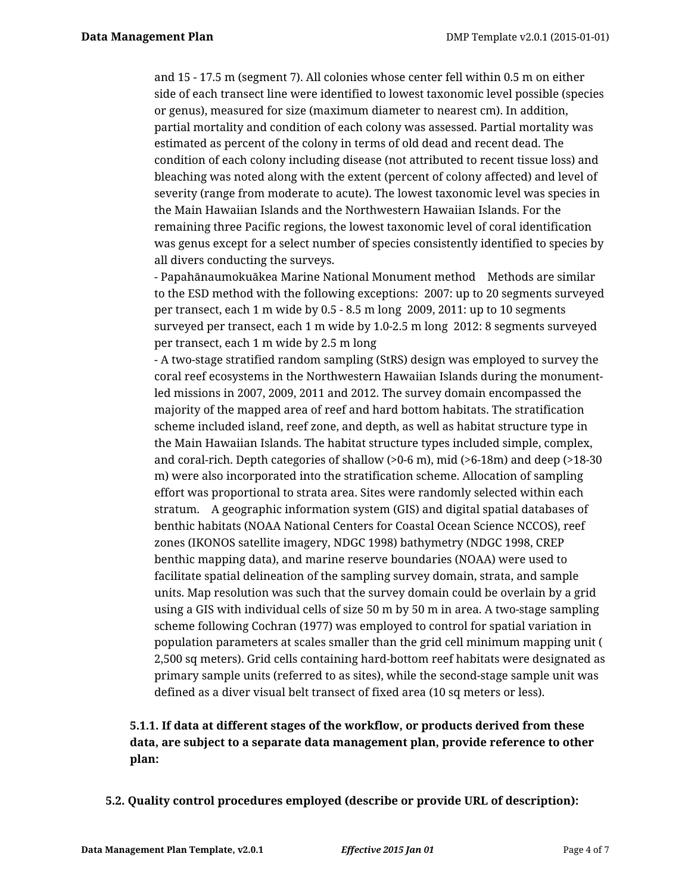and 15 - 17.5 m (segment 7). All colonies whose center fell within 0.5 m on either side of each transect line were identified to lowest taxonomic level possible (species or genus), measured for size (maximum diameter to nearest cm). In addition, partial mortality and condition of each colony was assessed. Partial mortality was estimated as percent of the colony in terms of old dead and recent dead. The condition of each colony including disease (not attributed to recent tissue loss) and bleaching was noted along with the extent (percent of colony affected) and level of severity (range from moderate to acute). The lowest taxonomic level was species in the Main Hawaiian Islands and the Northwestern Hawaiian Islands. For the remaining three Pacific regions, the lowest taxonomic level of coral identification was genus except for a select number of species consistently identified to species by all divers conducting the surveys.

- Papahānaumokuākea Marine National Monument method    Methods are similar to the ESD method with the following exceptions:  2007: up to 20 segments surveyed per transect, each 1 m wide by 0.5 - 8.5 m long  2009, 2011: up to 10 segments surveyed per transect, each 1 m wide by 1.0-2.5 m long  2012: 8 segments surveyed per transect, each 1 m wide by 2.5 m long
- A two-stage stratified random sampling (StRS) design was employed to survey the coral reef ecosystems in the Northwestern Hawaiian Islands during the monument-led missions in 2007, 2009, 2011 and 2012. The survey domain encompassed the majority of the mapped area of reef and hard bottom habitats. The stratification scheme included island, reef zone, and depth, as well as habitat structure type in the Main Hawaiian Islands. The habitat structure types included simple, complex, and coral-rich. Depth categories of shallow (>0-6 m), mid (>6-18m) and deep (>18-30 m) were also incorporated into the stratification scheme. Allocation of sampling effort was proportional to strata area. Sites were randomly selected within each stratum.    A geographic information system (GIS) and digital spatial databases of benthic habitats (NOAA National Centers for Coastal Ocean Science NCCOS), reef zones (IKONOS satellite imagery, NDGC 1998) bathymetry (NDGC 1998, CREP benthic mapping data), and marine reserve boundaries (NOAA) were used to facilitate spatial delineation of the sampling survey domain, strata, and sample units. Map resolution was such that the survey domain could be overlain by a grid using a GIS with individual cells of size 50 m by 50 m in area. A two-stage sampling scheme following Cochran (1977) was employed to control for spatial variation in population parameters at scales smaller than the grid cell minimum mapping unit ( 2,500 sq meters). Grid cells containing hard-bottom reef habitats were designated as primary sample units (referred to as sites), while the second-stage sample unit was defined as a diver visual belt transect of fixed area (10 sq meters or less).

**5.1.1. If data at different stages of the workflow, or products derived from these data, are subject to a separate data management plan, provide reference to other plan:**

**5.2. Quality control procedures employed (describe or provide URL of description):**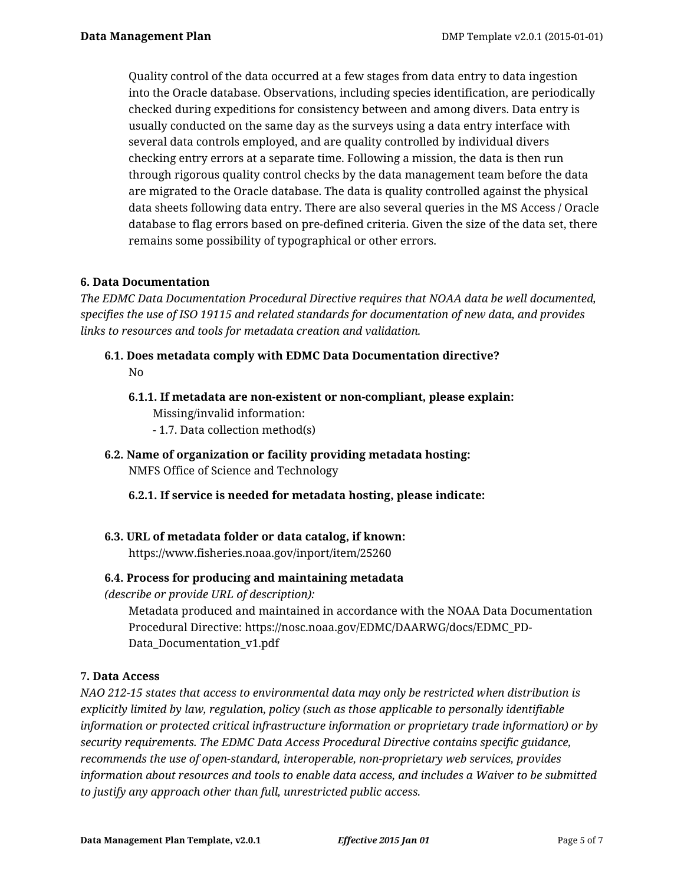Quality control of the data occurred at a few stages from data entry to data ingestion into the Oracle database. Observations, including species identification, are periodically checked during expeditions for consistency between and among divers. Data entry is usually conducted on the same day as the surveys using a data entry interface with several data controls employed, and are quality controlled by individual divers checking entry errors at a separate time. Following a mission, the data is then run through rigorous quality control checks by the data management team before the data are migrated to the Oracle database. The data is quality controlled against the physical data sheets following data entry. There are also several queries in the MS Access / Oracle database to flag errors based on pre-defined criteria. Given the size of the data set, there remains some possibility of typographical or other errors.

**6. Data Documentation**

*The EDMC Data Documentation Procedural Directive requires that NOAA data be well documented, specifies the use of ISO 19115 and related standards for documentation of new data, and provides links to resources and tools for metadata creation and validation.*

**6.1. Does metadata comply with EDMC Data Documentation directive?**

No

**6.1.1. If metadata are non-existent or non-compliant, please explain:**

Missing/invalid information:
- 1.7. Data collection method(s)

**6.2. Name of organization or facility providing metadata hosting:**

NMFS Office of Science and Technology

**6.2.1. If service is needed for metadata hosting, please indicate:**

**6.3. URL of metadata folder or data catalog, if known:**

https://www.fisheries.noaa.gov/inport/item/25260

**6.4. Process for producing and maintaining metadata**
*(describe or provide URL of description):*

Metadata produced and maintained in accordance with the NOAA Data Documentation Procedural Directive: https://nosc.noaa.gov/EDMC/DAARWG/docs/EDMC_PD-Data_Documentation_v1.pdf

**7. Data Access**

*NAO 212-15 states that access to environmental data may only be restricted when distribution is explicitly limited by law, regulation, policy (such as those applicable to personally identifiable information or protected critical infrastructure information or proprietary trade information) or by security requirements. The EDMC Data Access Procedural Directive contains specific guidance, recommends the use of open-standard, interoperable, non-proprietary web services, provides information about resources and tools to enable data access, and includes a Waiver to be submitted to justify any approach other than full, unrestricted public access.*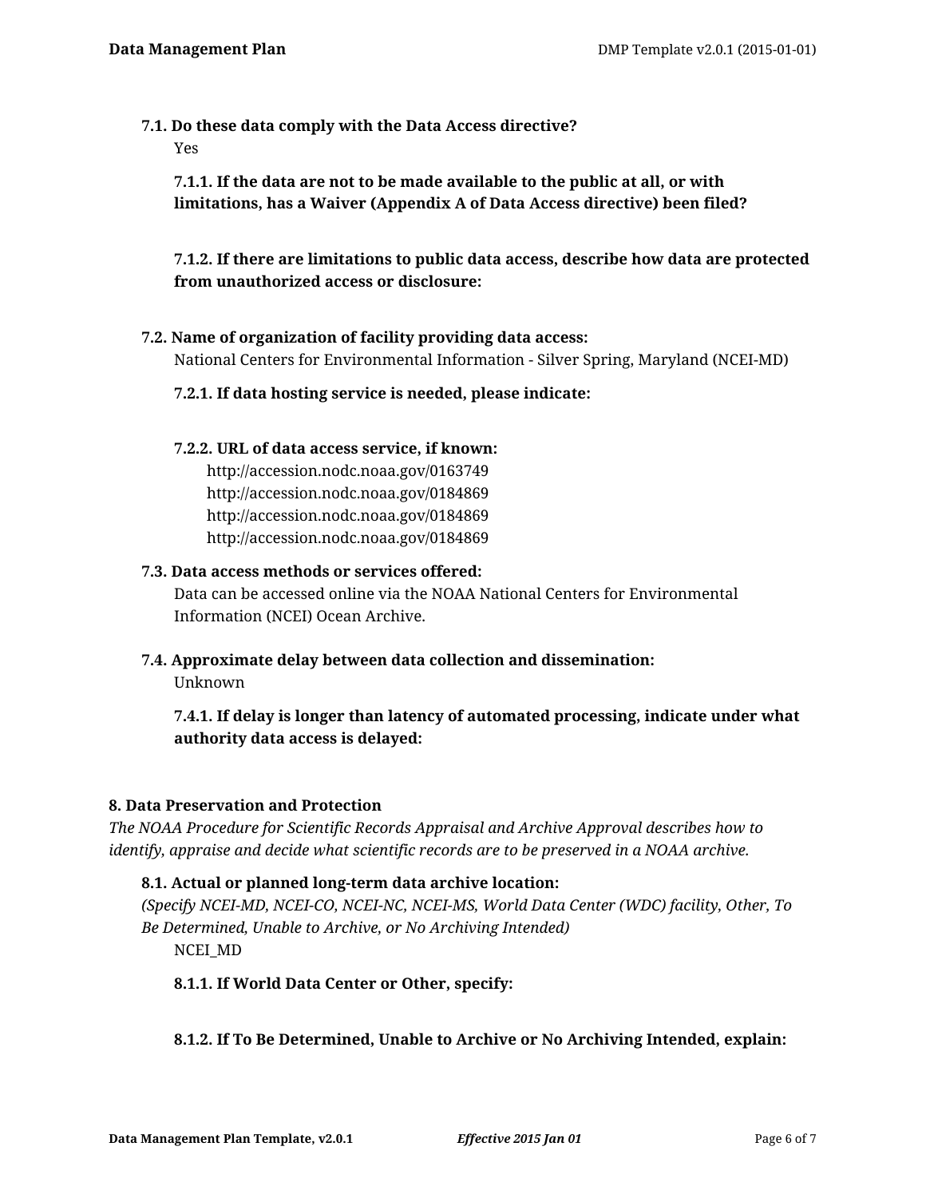**7.1. Do these data comply with the Data Access directive?**

Yes

**7.1.1. If the data are not to be made available to the public at all, or with limitations, has a Waiver (Appendix A of Data Access directive) been filed?**

**7.1.2. If there are limitations to public data access, describe how data are protected from unauthorized access or disclosure:**

**7.2. Name of organization of facility providing data access:**

National Centers for Environmental Information - Silver Spring, Maryland (NCEI-MD)

**7.2.1. If data hosting service is needed, please indicate:**

**7.2.2. URL of data access service, if known:**

http://accession.nodc.noaa.gov/0163749
http://accession.nodc.noaa.gov/0184869
http://accession.nodc.noaa.gov/0184869
http://accession.nodc.noaa.gov/0184869

**7.3. Data access methods or services offered:**

Data can be accessed online via the NOAA National Centers for Environmental Information (NCEI) Ocean Archive.

**7.4. Approximate delay between data collection and dissemination:**

Unknown

**7.4.1. If delay is longer than latency of automated processing, indicate under what authority data access is delayed:**

## 8. Data Preservation and Protection

*The NOAA Procedure for Scientific Records Appraisal and Archive Approval describes how to identify, appraise and decide what scientific records are to be preserved in a NOAA archive.*

**8.1. Actual or planned long-term data archive location:**

*(Specify NCEI-MD, NCEI-CO, NCEI-NC, NCEI-MS, World Data Center (WDC) facility, Other, To Be Determined, Unable to Archive, or No Archiving Intended)*

NCEI_MD

**8.1.1. If World Data Center or Other, specify:**

**8.1.2. If To Be Determined, Unable to Archive or No Archiving Intended, explain:**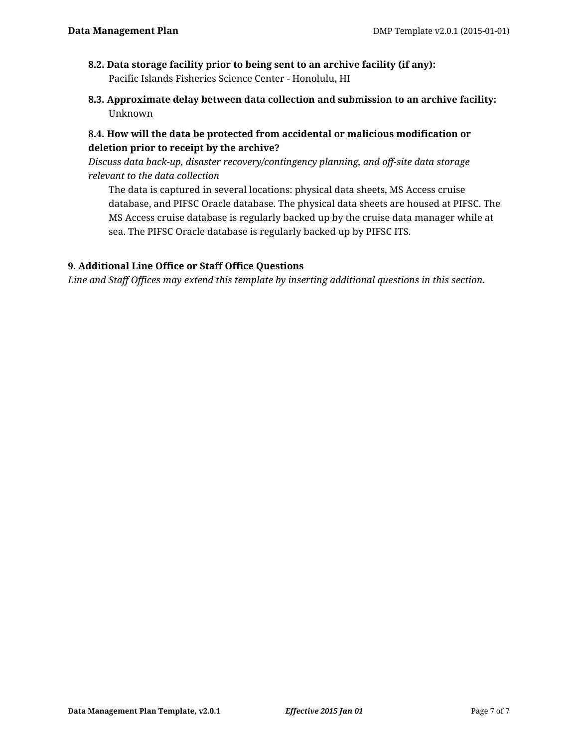#### 8.2. Data storage facility prior to being sent to an archive facility (if any):

Pacific Islands Fisheries Science Center - Honolulu, HI

#### 8.3. Approximate delay between data collection and submission to an archive facility:

Unknown

#### 8.4. How will the data be protected from accidental or malicious modification or deletion prior to receipt by the archive?

*Discuss data back-up, disaster recovery/contingency planning, and off-site data storage relevant to the data collection*

The data is captured in several locations: physical data sheets, MS Access cruise database, and PIFSC Oracle database. The physical data sheets are housed at PIFSC. The MS Access cruise database is regularly backed up by the cruise data manager while at sea. The PIFSC Oracle database is regularly backed up by PIFSC ITS.

### 9. Additional Line Office or Staff Office Questions

*Line and Staff Offices may extend this template by inserting additional questions in this section.*